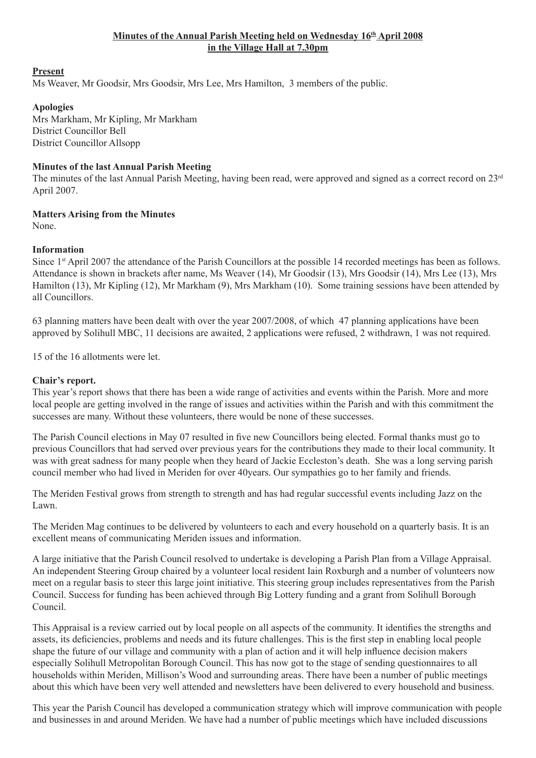**Minutes of the Annual Parish Meeting held on Wednesday 16th April 2008 in the Village Hall at 7.30pm**

**Present**
Ms Weaver, Mr Goodsir, Mrs Goodsir, Mrs Lee, Mrs Hamilton, 3 members of the public.

**Apologies**
Mrs Markham, Mr Kipling, Mr Markham
District Councillor Bell
District Councillor Allsopp

**Minutes of the last Annual Parish Meeting**
The minutes of the last Annual Parish Meeting, having been read, were approved and signed as a correct record on 23rd April 2007.

**Matters Arising from the Minutes**
None.

**Information**
Since 1st April 2007 the attendance of the Parish Councillors at the possible 14 recorded meetings has been as follows. Attendance is shown in brackets after name, Ms Weaver (14), Mr Goodsir (13), Mrs Goodsir (14), Mrs Lee (13), Mrs Hamilton (13), Mr Kipling (12), Mr Markham (9), Mrs Markham (10). Some training sessions have been attended by all Councillors.

63 planning matters have been dealt with over the year 2007/2008, of which 47 planning applications have been approved by Solihull MBC, 11 decisions are awaited, 2 applications were refused, 2 withdrawn, 1 was not required.

15 of the 16 allotments were let.

**Chair's report.**
This year's report shows that there has been a wide range of activities and events within the Parish. More and more local people are getting involved in the range of issues and activities within the Parish and with this commitment the successes are many. Without these volunteers, there would be none of these successes.

The Parish Council elections in May 07 resulted in five new Councillors being elected. Formal thanks must go to previous Councillors that had served over previous years for the contributions they made to their local community. It was with great sadness for many people when they heard of Jackie Eccleston's death. She was a long serving parish council member who had lived in Meriden for over 40years. Our sympathies go to her family and friends.

The Meriden Festival grows from strength to strength and has had regular successful events including Jazz on the Lawn.

The Meriden Mag continues to be delivered by volunteers to each and every household on a quarterly basis. It is an excellent means of communicating Meriden issues and information.

A large initiative that the Parish Council resolved to undertake is developing a Parish Plan from a Village Appraisal. An independent Steering Group chaired by a volunteer local resident Iain Roxburgh and a number of volunteers now meet on a regular basis to steer this large joint initiative. This steering group includes representatives from the Parish Council. Success for funding has been achieved through Big Lottery funding and a grant from Solihull Borough Council.

This Appraisal is a review carried out by local people on all aspects of the community. It identifies the strengths and assets, its deficiencies, problems and needs and its future challenges. This is the first step in enabling local people shape the future of our village and community with a plan of action and it will help influence decision makers especially Solihull Metropolitan Borough Council. This has now got to the stage of sending questionnaires to all households within Meriden, Millison's Wood and surrounding areas. There have been a number of public meetings about this which have been very well attended and newsletters have been delivered to every household and business.

This year the Parish Council has developed a communication strategy which will improve communication with people and businesses in and around Meriden. We have had a number of public meetings which have included discussions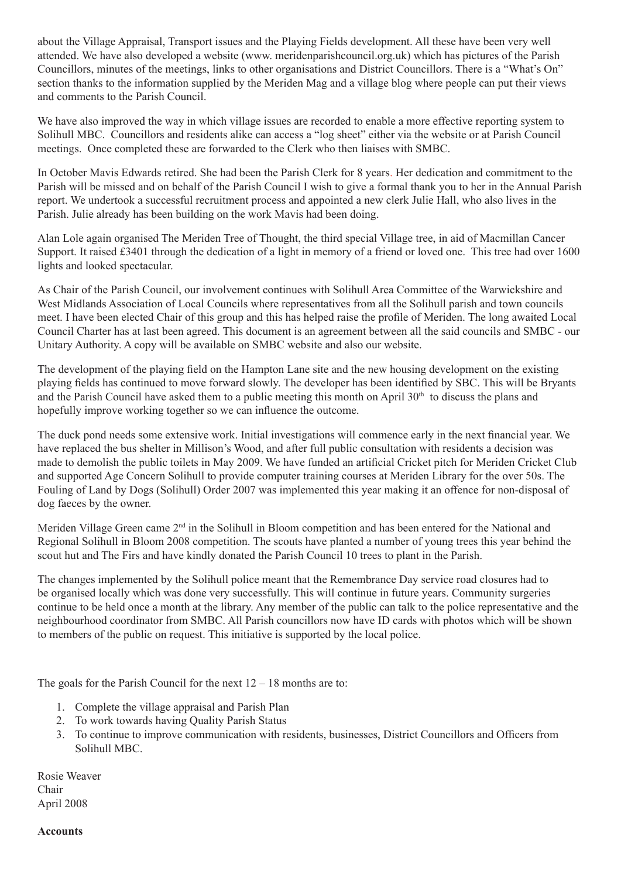about the Village Appraisal, Transport issues and the Playing Fields development. All these have been very well attended. We have also developed a website (www. meridenparishcouncil.org.uk) which has pictures of the Parish Councillors, minutes of the meetings, links to other organisations and District Councillors. There is a "What's On" section thanks to the information supplied by the Meriden Mag and a village blog where people can put their views and comments to the Parish Council.

We have also improved the way in which village issues are recorded to enable a more effective reporting system to Solihull MBC. Councillors and residents alike can access a "log sheet" either via the website or at Parish Council meetings. Once completed these are forwarded to the Clerk who then liaises with SMBC.

In October Mavis Edwards retired. She had been the Parish Clerk for 8 years. Her dedication and commitment to the Parish will be missed and on behalf of the Parish Council I wish to give a formal thank you to her in the Annual Parish report. We undertook a successful recruitment process and appointed a new clerk Julie Hall, who also lives in the Parish. Julie already has been building on the work Mavis had been doing.

Alan Lole again organised The Meriden Tree of Thought, the third special Village tree, in aid of Macmillan Cancer Support. It raised £3401 through the dedication of a light in memory of a friend or loved one. This tree had over 1600 lights and looked spectacular.

As Chair of the Parish Council, our involvement continues with Solihull Area Committee of the Warwickshire and West Midlands Association of Local Councils where representatives from all the Solihull parish and town councils meet. I have been elected Chair of this group and this has helped raise the profile of Meriden. The long awaited Local Council Charter has at last been agreed. This document is an agreement between all the said councils and SMBC - our Unitary Authority. A copy will be available on SMBC website and also our website.

The development of the playing field on the Hampton Lane site and the new housing development on the existing playing fields has continued to move forward slowly. The developer has been identified by SBC. This will be Bryants and the Parish Council have asked them to a public meeting this month on April 30th to discuss the plans and hopefully improve working together so we can influence the outcome.

The duck pond needs some extensive work. Initial investigations will commence early in the next financial year. We have replaced the bus shelter in Millison's Wood, and after full public consultation with residents a decision was made to demolish the public toilets in May 2009. We have funded an artificial Cricket pitch for Meriden Cricket Club and supported Age Concern Solihull to provide computer training courses at Meriden Library for the over 50s. The Fouling of Land by Dogs (Solihull) Order 2007 was implemented this year making it an offence for non-disposal of dog faeces by the owner.

Meriden Village Green came 2nd in the Solihull in Bloom competition and has been entered for the National and Regional Solihull in Bloom 2008 competition. The scouts have planted a number of young trees this year behind the scout hut and The Firs and have kindly donated the Parish Council 10 trees to plant in the Parish.

The changes implemented by the Solihull police meant that the Remembrance Day service road closures had to be organised locally which was done very successfully. This will continue in future years. Community surgeries continue to be held once a month at the library. Any member of the public can talk to the police representative and the neighbourhood coordinator from SMBC. All Parish councillors now have ID cards with photos which will be shown to members of the public on request. This initiative is supported by the local police.

The goals for the Parish Council for the next 12 – 18 months are to:

1. Complete the village appraisal and Parish Plan
2. To work towards having Quality Parish Status
3. To continue to improve communication with residents, businesses, District Councillors and Officers from Solihull MBC.

Rosie Weaver
Chair
April 2008

**Accounts**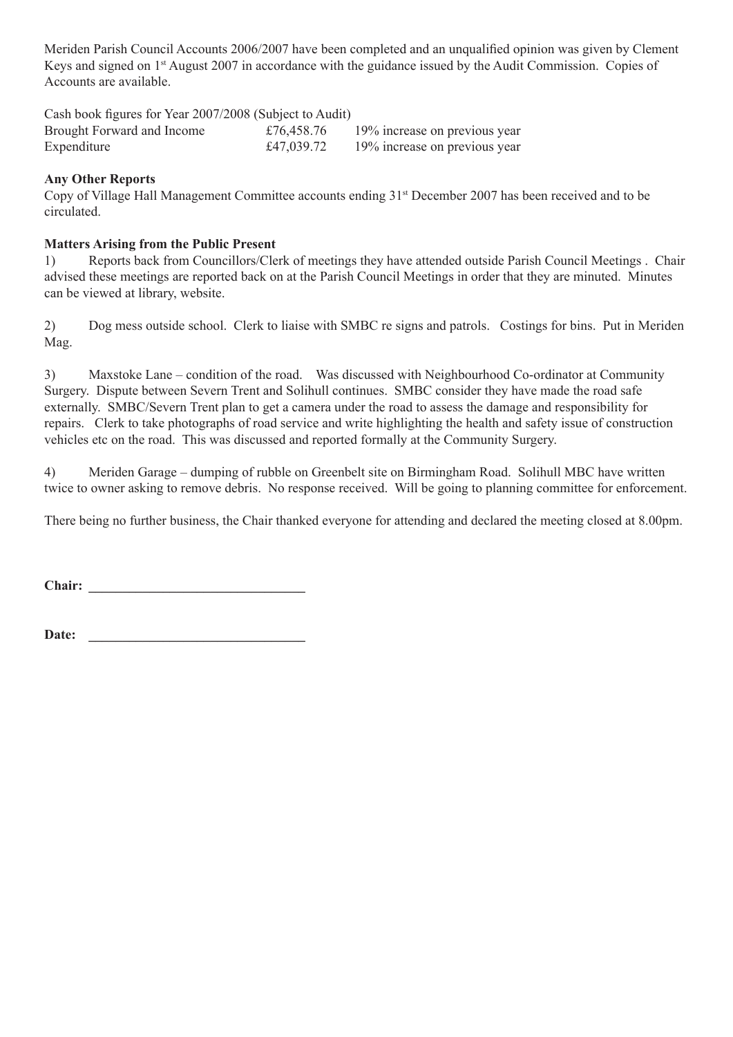Meriden Parish Council Accounts 2006/2007 have been completed and an unqualified opinion was given by Clement Keys and signed on 1st August 2007 in accordance with the guidance issued by the Audit Commission. Copies of Accounts are available.

Cash book figures for Year 2007/2008 (Subject to Audit)

| | | |
|---|---|---|
| Brought Forward and Income | £76,458.76 | 19% increase on previous year |
| Expenditure | £47,039.72 | 19% increase on previous year |

**Any Other Reports**

Copy of Village Hall Management Committee accounts ending 31st December 2007 has been received and to be circulated.

**Matters Arising from the Public Present**

1) Reports back from Councillors/Clerk of meetings they have attended outside Parish Council Meetings . Chair advised these meetings are reported back on at the Parish Council Meetings in order that they are minuted. Minutes can be viewed at library, website.

2) Dog mess outside school. Clerk to liaise with SMBC re signs and patrols. Costings for bins. Put in Meriden Mag.

3) Maxstoke Lane – condition of the road. Was discussed with Neighbourhood Co-ordinator at Community Surgery. Dispute between Severn Trent and Solihull continues. SMBC consider they have made the road safe externally. SMBC/Severn Trent plan to get a camera under the road to assess the damage and responsibility for repairs. Clerk to take photographs of road service and write highlighting the health and safety issue of construction vehicles etc on the road. This was discussed and reported formally at the Community Surgery.

4) Meriden Garage – dumping of rubble on Greenbelt site on Birmingham Road. Solihull MBC have written twice to owner asking to remove debris. No response received. Will be going to planning committee for enforcement.

There being no further business, the Chair thanked everyone for attending and declared the meeting closed at 8.00pm.

**Chair:** ________________________________

**Date:** ________________________________